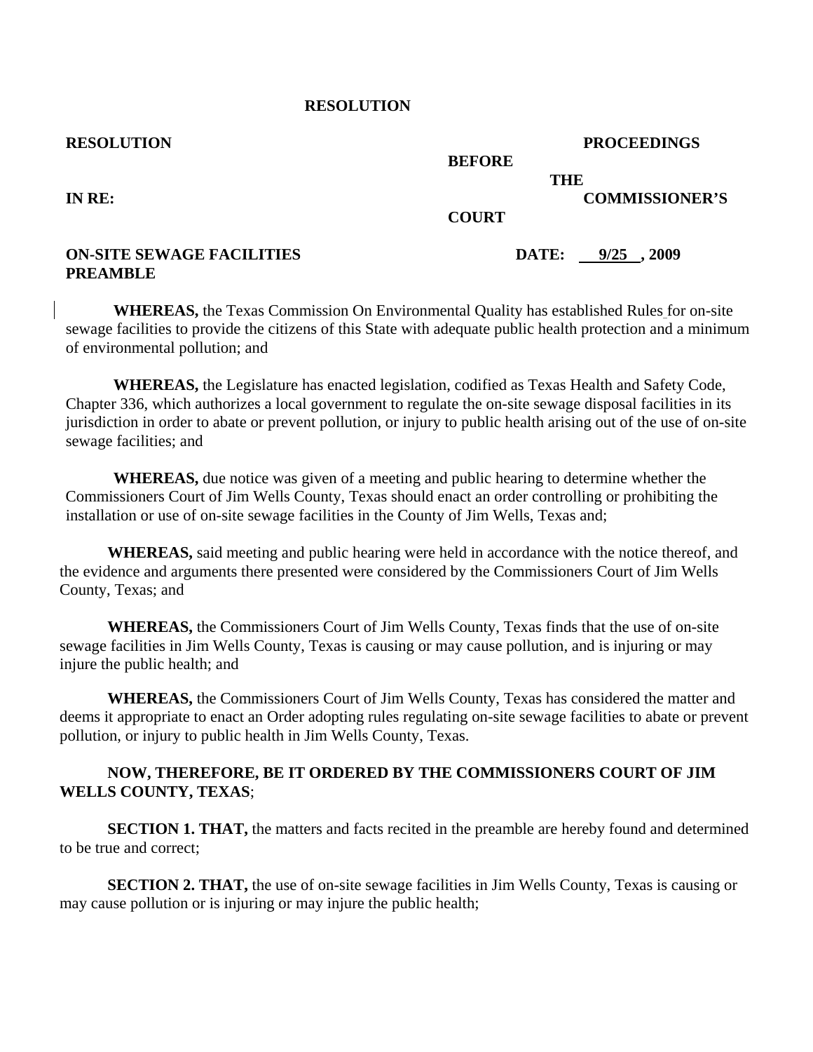# RESOLUTION

**RESOLUTION** | **PROCEEDINGS BEFORE THE COMMISSIONER'S COURT**

**IN RE:**

**ON-SITE SEWAGE FACILITIES PREAMBLE** | **DATE: 9/25 , 2009**

**WHEREAS,** the Texas Commission On Environmental Quality has established Rules for on-site sewage facilities to provide the citizens of this State with adequate public health protection and a minimum of environmental pollution; and

**WHEREAS,** the Legislature has enacted legislation, codified as Texas Health and Safety Code, Chapter 336, which authorizes a local government to regulate the on-site sewage disposal facilities in its jurisdiction in order to abate or prevent pollution, or injury to public health arising out of the use of on-site sewage facilities; and

**WHEREAS,** due notice was given of a meeting and public hearing to determine whether the Commissioners Court of Jim Wells County, Texas should enact an order controlling or prohibiting the installation or use of on-site sewage facilities in the County of Jim Wells, Texas and;

**WHEREAS,** said meeting and public hearing were held in accordance with the notice thereof, and the evidence and arguments there presented were considered by the Commissioners Court of Jim Wells County, Texas; and

**WHEREAS,** the Commissioners Court of Jim Wells County, Texas finds that the use of on-site sewage facilities in Jim Wells County, Texas is causing or may cause pollution, and is injuring or may injure the public health; and

**WHEREAS,** the Commissioners Court of Jim Wells County, Texas has considered the matter and deems it appropriate to enact an Order adopting rules regulating on-site sewage facilities to abate or prevent pollution, or injury to public health in Jim Wells County, Texas.

**NOW, THEREFORE, BE IT ORDERED BY THE COMMISSIONERS COURT OF JIM WELLS COUNTY, TEXAS**;

**SECTION 1. THAT,** the matters and facts recited in the preamble are hereby found and determined to be true and correct;

**SECTION 2. THAT,** the use of on-site sewage facilities in Jim Wells County, Texas is causing or may cause pollution or is injuring or may injure the public health;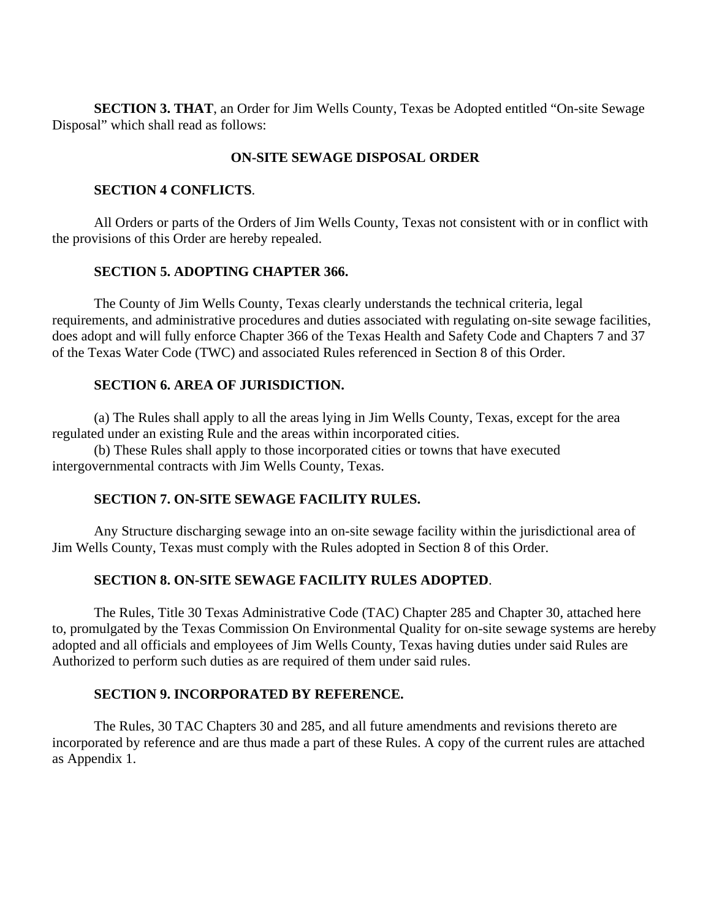**SECTION 3. THAT**, an Order for Jim Wells County, Texas be Adopted entitled "On-site Sewage Disposal" which shall read as follows:

## ON-SITE SEWAGE DISPOSAL ORDER

**SECTION 4 CONFLICTS**.

All Orders or parts of the Orders of Jim Wells County, Texas not consistent with or in conflict with the provisions of this Order are hereby repealed.

**SECTION 5. ADOPTING CHAPTER 366.**

The County of Jim Wells County, Texas clearly understands the technical criteria, legal requirements, and administrative procedures and duties associated with regulating on-site sewage facilities, does adopt and will fully enforce Chapter 366 of the Texas Health and Safety Code and Chapters 7 and 37 of the Texas Water Code (TWC) and associated Rules referenced in Section 8 of this Order.

**SECTION 6. AREA OF JURISDICTION.**

(a) The Rules shall apply to all the areas lying in Jim Wells County, Texas, except for the area regulated under an existing Rule and the areas within incorporated cities.

(b) These Rules shall apply to those incorporated cities or towns that have executed intergovernmental contracts with Jim Wells County, Texas.

**SECTION 7. ON-SITE SEWAGE FACILITY RULES.**

Any Structure discharging sewage into an on-site sewage facility within the jurisdictional area of Jim Wells County, Texas must comply with the Rules adopted in Section 8 of this Order.

**SECTION 8. ON-SITE SEWAGE FACILITY RULES ADOPTED**.

The Rules, Title 30 Texas Administrative Code (TAC) Chapter 285 and Chapter 30, attached here to, promulgated by the Texas Commission On Environmental Quality for on-site sewage systems are hereby adopted and all officials and employees of Jim Wells County, Texas having duties under said Rules are Authorized to perform such duties as are required of them under said rules.

**SECTION 9. INCORPORATED BY REFERENCE.**

The Rules, 30 TAC Chapters 30 and 285, and all future amendments and revisions thereto are incorporated by reference and are thus made a part of these Rules. A copy of the current rules are attached as Appendix 1.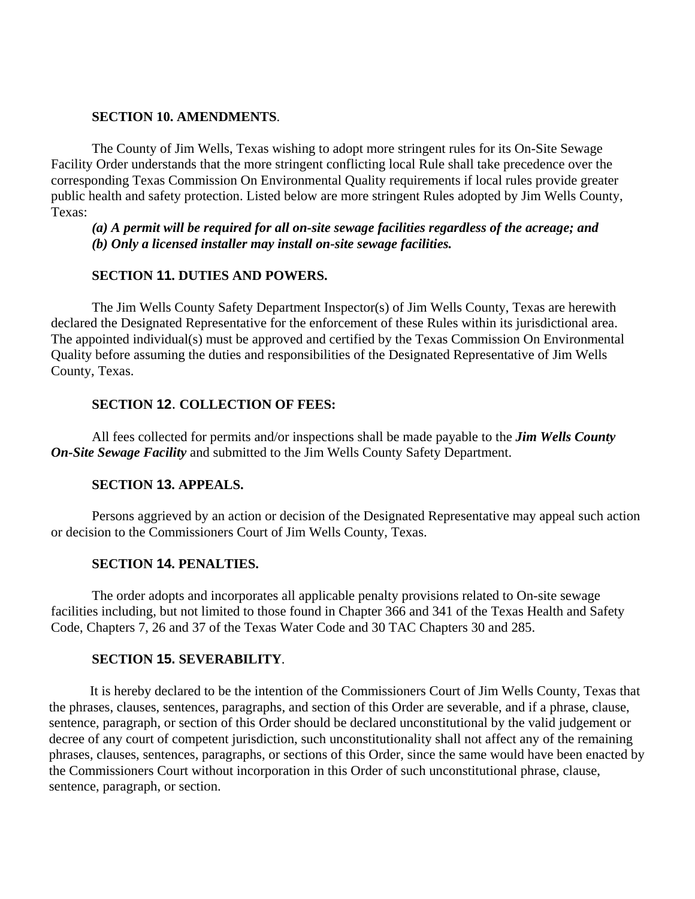**SECTION 10. AMENDMENTS**.

The County of Jim Wells, Texas wishing to adopt more stringent rules for its On-Site Sewage Facility Order understands that the more stringent conflicting local Rule shall take precedence over the corresponding Texas Commission On Environmental Quality requirements if local rules provide greater public health and safety protection. Listed below are more stringent Rules adopted by Jim Wells County, Texas:

***(a) A permit will be required for all on-site sewage facilities regardless of the acreage; and***
***(b) Only a licensed installer may install on-site sewage facilities.***

**SECTION 11. DUTIES AND POWERS.**

The Jim Wells County Safety Department Inspector(s) of Jim Wells County, Texas are herewith declared the Designated Representative for the enforcement of these Rules within its jurisdictional area. The appointed individual(s) must be approved and certified by the Texas Commission On Environmental Quality before assuming the duties and responsibilities of the Designated Representative of Jim Wells County, Texas.

**SECTION 12**. **COLLECTION OF FEES:**

All fees collected for permits and/or inspections shall be made payable to the ***Jim Wells County On-Site Sewage Facility*** and submitted to the Jim Wells County Safety Department.

**SECTION 13. APPEALS.**

Persons aggrieved by an action or decision of the Designated Representative may appeal such action or decision to the Commissioners Court of Jim Wells County, Texas.

**SECTION 14. PENALTIES.**

The order adopts and incorporates all applicable penalty provisions related to On-site sewage facilities including, but not limited to those found in Chapter 366 and 341 of the Texas Health and Safety Code, Chapters 7, 26 and 37 of the Texas Water Code and 30 TAC Chapters 30 and 285.

**SECTION 15. SEVERABILITY**.

It is hereby declared to be the intention of the Commissioners Court of Jim Wells County, Texas that the phrases, clauses, sentences, paragraphs, and section of this Order are severable, and if a phrase, clause, sentence, paragraph, or section of this Order should be declared unconstitutional by the valid judgement or decree of any court of competent jurisdiction, such unconstitutionality shall not affect any of the remaining phrases, clauses, sentences, paragraphs, or sections of this Order, since the same would have been enacted by the Commissioners Court without incorporation in this Order of such unconstitutional phrase, clause, sentence, paragraph, or section.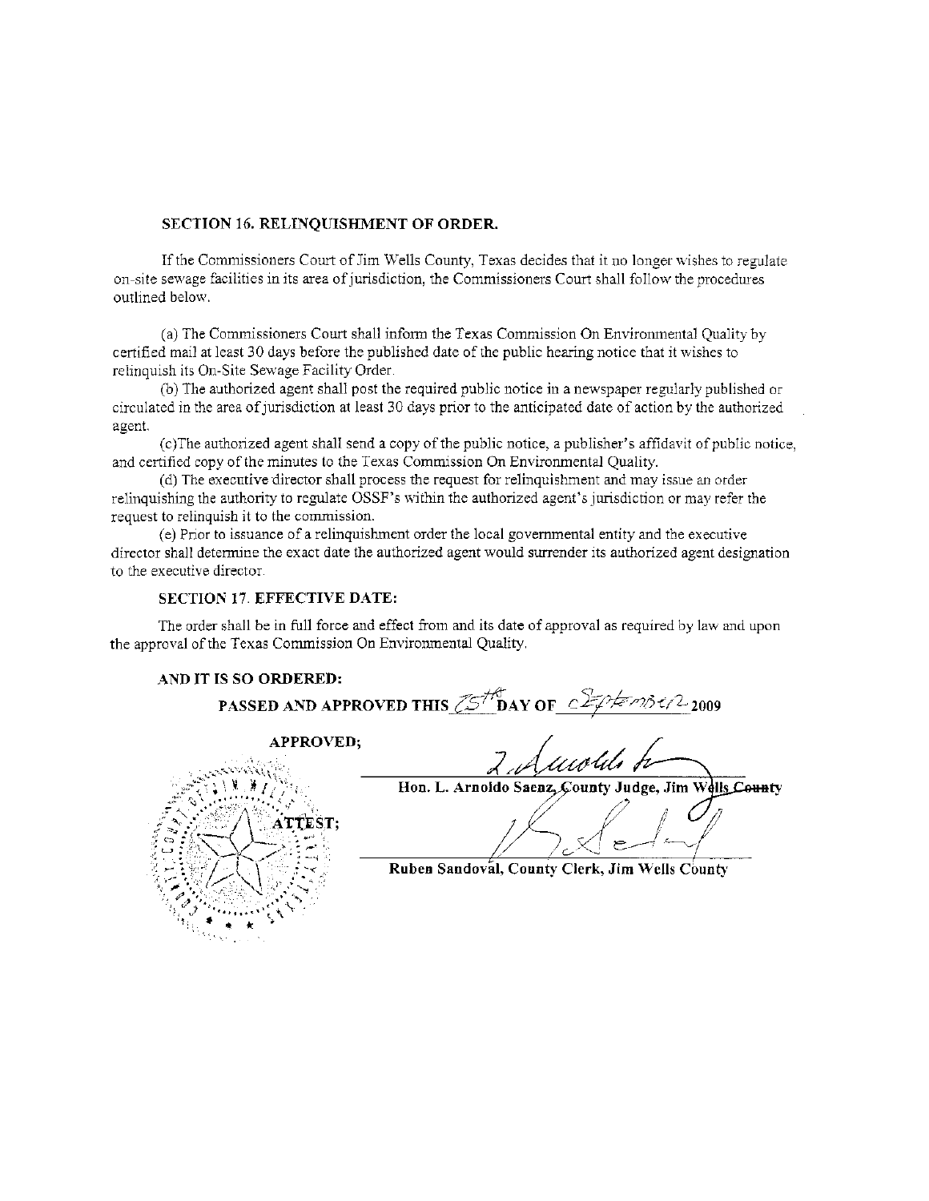**SECTION 16. RELINQUISHMENT OF ORDER.**

If the Commissioners Court of Jim Wells County, Texas decides that it no longer wishes to regulate on-site sewage facilities in its area of jurisdiction, the Commissioners Court shall follow the procedures outlined below.

(a) The Commissioners Court shall inform the Texas Commission On Environmental Quality by certified mail at least 30 days before the published date of the public hearing notice that it wishes to relinquish its On-Site Sewage Facility Order.

(b) The authorized agent shall post the required public notice in a newspaper regularly published or circulated in the area of jurisdiction at least 30 days prior to the anticipated date of action by the authorized agent.

(c)The authorized agent shall send a copy of the public notice, a publisher's affidavit of public notice, and certified copy of the minutes to the Texas Commission On Environmental Quality.

(d) The executive director shall process the request for relinquishment and may issue an order relinquishing the authority to regulate OSSF's within the authorized agent's jurisdiction or may refer the request to relinquish it to the commission.

(e) Prior to issuance of a relinquishment order the local governmental entity and the executive director shall determine the exact date the authorized agent would surrender its authorized agent designation to the executive director.

**SECTION 17. EFFECTIVE DATE:**

The order shall be in full force and effect from and its date of approval as required by law and upon the approval of the Texas Commission On Environmental Quality.

**AND IT IS SO ORDERED:**

**PASSED AND APPROVED THIS** 25th **DAY OF** September **2009**

**APPROVED;**

**Hon. L. Arnoldo Saenz, County Judge, Jim Wells County**

**ATTEST;**

**Ruben Sandoval, County Clerk, Jim Wells County**